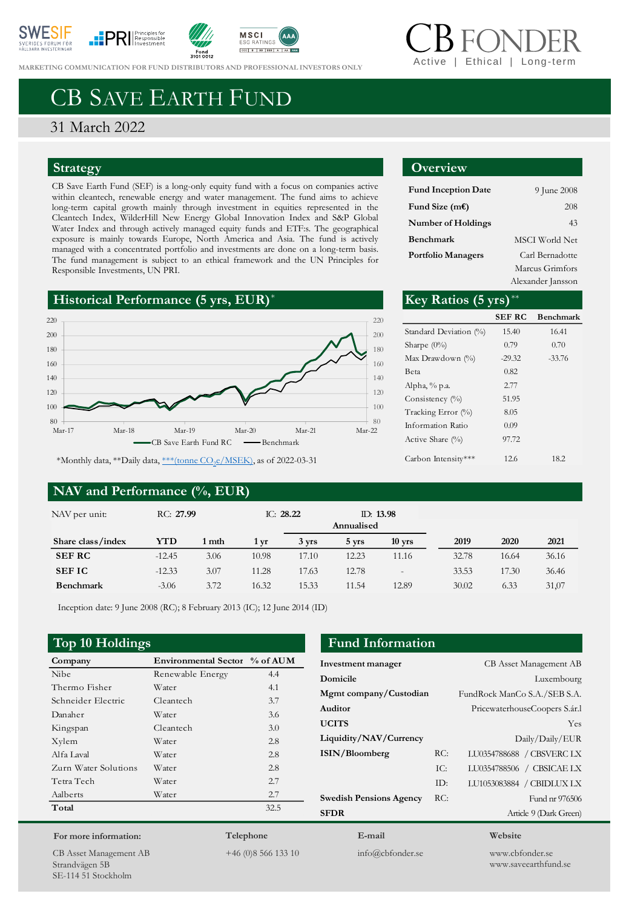MARKETING COMMUNICATION FOR FUND DISTRIBUTORS AND PROFESSIONAL INVESTORS ONLY

CB FONDER
Active | Ethical | Long-term

# CB SAVE EARTH FUND

31 March 2022

## Strategy

CB Save Earth Fund (SEF) is a long-only equity fund with a focus on companies active within cleantech, renewable energy and water management. The fund aims to achieve long-term capital growth mainly through investment in equities represented in the Cleantech Index, WilderHill New Energy Global Innovation Index and S&P Global Water Index and through actively managed equity funds and ETF:s. The geographical exposure is mainly towards Europe, North America and Asia. The fund has a concentrated portfolio and investments are done on a long-term basis. The fund management is subject to an ethical framework and the UN Principles for Responsible Investments, UN PRI.

## Overview

| | |
|---|---|
| **Fund Inception Date** | 9 June 2008 |
| **Fund Size (m€)** | 208 |
| **Number of Holdings** | 43 |
| **Benchmark** | MSCI World Net |
| **Portfolio Managers** | Carl Bernadotte<br>Marcus Grimfors<br>Alexander Jansson |

## Historical Performance (5 yrs, EUR)*

(Chart: CB Save Earth Fund RC vs Benchmark, Mar-17 to Mar-22)

*Monthly data, **Daily data, ***(tonne $CO_2e$/MSEK), as of 2022-03-31

## Key Ratios (5 yrs)**

| | SEF RC | Benchmark |
|---|---|---|
| Standard Deviation (%) | 15.40 | 16.41 |
| Sharpe (0%) | 0.79 | 0.70 |
| Max Drawdown (%) | -29.32 | -33.76 |
| Beta | 0.82 | |
| Alpha, % p.a. | 2.77 | |
| Consistency (%) | 51.95 | |
| Tracking Error (%) | 8.05 | |
| Information Ratio | 0.09 | |
| Active Share (%) | 97.72 | |
| Carbon Intensity*** | 12.6 | 18.2 |

## NAV and Performance (%, EUR)

NAV per unit: RC: **27.99** IC: **28.22** ID: **13.98**

| | | | | Annualised | | | | | |
|---|---|---|---|---|---|---|---|---|---|
| **Share class/index** | **YTD** | **1 mth** | **1 yr** | **3 yrs** | **5 yrs** | **10 yrs** | **2019** | **2020** | **2021** |
| **SEF RC** | -12.45 | 3.06 | 10.98 | 17.10 | 12.23 | 11.16 | 32.78 | 16.64 | 36.16 |
| **SEF IC** | -12.33 | 3.07 | 11.28 | 17.63 | 12.78 | - | 33.53 | 17.30 | 36.46 |
| **Benchmark** | -3.06 | 3.72 | 16.32 | 15.33 | 11.54 | 12.89 | 30.02 | 6.33 | 31,07 |

Inception date: 9 June 2008 (RC); 8 February 2013 (IC); 12 June 2014 (ID)

## Top 10 Holdings

| Company | Environmental Sector | % of AUM |
|---|---|---|
| Nibe | Renewable Energy | 4.4 |
| Thermo Fisher | Water | 4.1 |
| Schneider Electric | Cleantech | 3.7 |
| Danaher | Water | 3.6 |
| Kingspan | Cleantech | 3.0 |
| Xylem | Water | 2.8 |
| Alfa Laval | Water | 2.8 |
| Zurn Water Solutions | Water | 2.8 |
| Tetra Tech | Water | 2.7 |
| Aalberts | Water | 2.7 |
| **Total** | | 32.5 |

## Fund Information

| | | |
|---|---|---|
| **Investment manager** | | CB Asset Management AB |
| **Domicile** | | Luxembourg |
| **Mgmt company/Custodian** | | FundRock ManCo S.A./SEB S.A. |
| **Auditor** | | PricewaterhouseCoopers S.ár.l |
| **UCITS** | | Yes |
| **Liquidity/NAV/Currency** | | Daily/Daily/EUR |
| **ISIN/Bloomberg** | RC: | LU0354788688 / CBSVERC LX |
| | IC: | LU0354788506 / CBSICAE LX |
| | ID: | LU1053083884 / CBIDLUX LX |
| **Swedish Pensions Agency** | RC: | Fund nr 976506 |
| **SFDR** | | Article 9 (Dark Green) |

**For more information:**
CB Asset Management AB
Strandvägen 5B
SE-114 51 Stockholm

**Telephone**
+46 (0)8 566 133 10

**E-mail**
info@cbfonder.se

**Website**
www.cbfonder.se
www.saveearthfund.se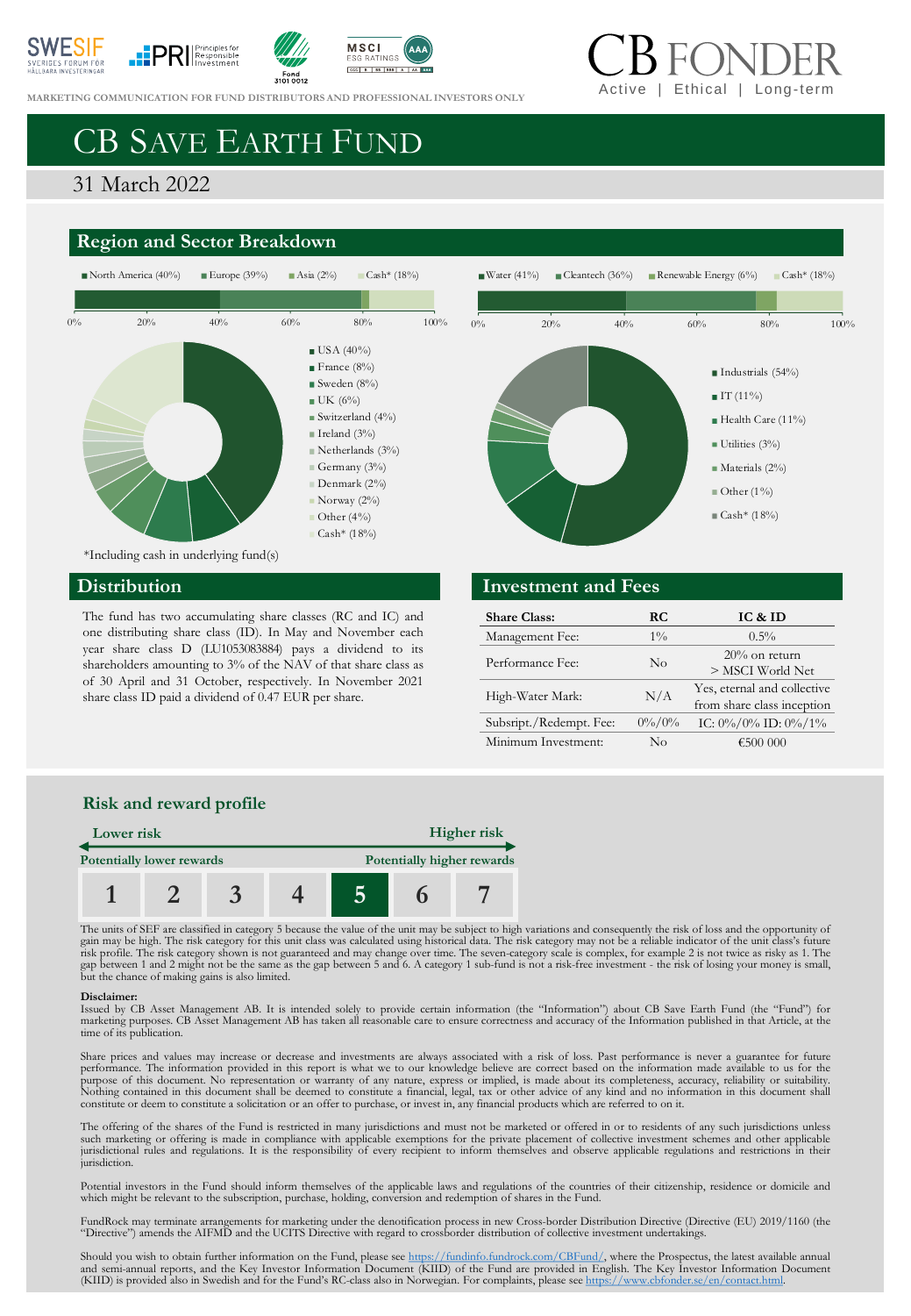MARKETING COMMUNICATION FOR FUND DISTRIBUTORS AND PROFESSIONAL INVESTORS ONLY

CB FONDER
Active | Ethical | Long-term

# CB Save Earth Fund

31 March 2022

## Region and Sector Breakdown

North America (40%) Europe (39%) Asia (2%) Cash* (18%)

0% 20% 40% 60% 80% 100%

USA (40%)
France (8%)
Sweden (8%)
UK (6%)
Switzerland (4%)
Ireland (3%)
Netherlands (3%)
Germany (3%)
Denmark (2%)
Norway (2%)
Other (4%)
Cash* (18%)

*Including cash in underlying fund(s)

Water (41%) Cleantech (36%) Renewable Energy (6%) Cash* (18%)

0% 20% 40% 60% 80% 100%

Industrials (54%)
IT (11%)
Health Care (11%)
Utilities (3%)
Materials (2%)
Other (1%)
Cash* (18%)

## Distribution

The fund has two accumulating share classes (RC and IC) and one distributing share class (ID). In May and November each year share class D (LU1053083884) pays a dividend to its shareholders amounting to 3% of the NAV of that share class as of 30 April and 31 October, respectively. In November 2021 share class ID paid a dividend of 0.47 EUR per share.

## Investment and Fees

| Share Class: | RC | IC & ID |
|---|---|---|
| Management Fee: | 1% | 0.5% |
| Performance Fee: | No | 20% on return > MSCI World Net |
| High-Water Mark: | N/A | Yes, eternal and collective from share class inception |
| Subsript./Redempt. Fee: | 0%/0% | IC: 0%/0% ID: 0%/1% |
| Minimum Investment: | No | €500 000 |

## Risk and reward profile

Lower risk — Higher risk

Potentially lower rewards — Potentially higher rewards

1 2 3 4 **5** 6 7

The units of SEF are classified in category 5 because the value of the unit may be subject to high variations and consequently the risk of loss and the opportunity of gain may be high. The risk category for this unit class was calculated using historical data. The risk category may not be a reliable indicator of the unit class's future risk profile. The risk category shown is not guaranteed and may change over time. The seven-category scale is complex, for example 2 is not twice as risky as 1. The gap between 1 and 2 might not be the same as the gap between 5 and 6. A category 1 sub-fund is not a risk-free investment - the risk of losing your money is small, but the chance of making gains is also limited.

**Disclaimer:**
Issued by CB Asset Management AB. It is intended solely to provide certain information (the "Information") about CB Save Earth Fund (the "Fund") for marketing purposes. CB Asset Management AB has taken all reasonable care to ensure correctness and accuracy of the Information published in that Article, at the time of its publication.

Share prices and values may increase or decrease and investments are always associated with a risk of loss. Past performance is never a guarantee for future performance. The information provided in this report is what we to our knowledge believe are correct based on the information made available to us for the purpose of this document. No representation or warranty of any nature, express or implied, is made about its completeness, accuracy, reliability or suitability. Nothing contained in this document shall be deemed to constitute a financial, legal, tax or other advice of any kind and no information in this document shall constitute or deem to constitute a solicitation or an offer to purchase, or invest in, any financial products which are referred to on it.

The offering of the shares of the Fund is restricted in many jurisdictions and must not be marketed or offered in or to residents of any such jurisdictions unless such marketing or offering is made in compliance with applicable exemptions for the private placement of collective investment schemes and other applicable jurisdictional rules and regulations. It is the responsibility of every recipient to inform themselves and observe applicable regulations and restrictions in their jurisdiction.

Potential investors in the Fund should inform themselves of the applicable laws and regulations of the countries of their citizenship, residence or domicile and which might be relevant to the subscription, purchase, holding, conversion and redemption of shares in the Fund.

FundRock may terminate arrangements for marketing under the denotification process in new Cross-border Distribution Directive (Directive (EU) 2019/1160 (the "Directive") amends the AIFMD and the UCITS Directive with regard to crossborder distribution of collective investment undertakings.

Should you wish to obtain further information on the Fund, please see https://fundinfo.fundrock.com/CBFund/, where the Prospectus, the latest available annual and semi-annual reports, and the Key Investor Information Document (KIID) of the Fund are provided in English. The Key Investor Information Document (KIID) is provided also in Swedish and for the Fund's RC-class also in Norwegian. For complaints, please see https://www.cbfonder.se/en/contact.html.